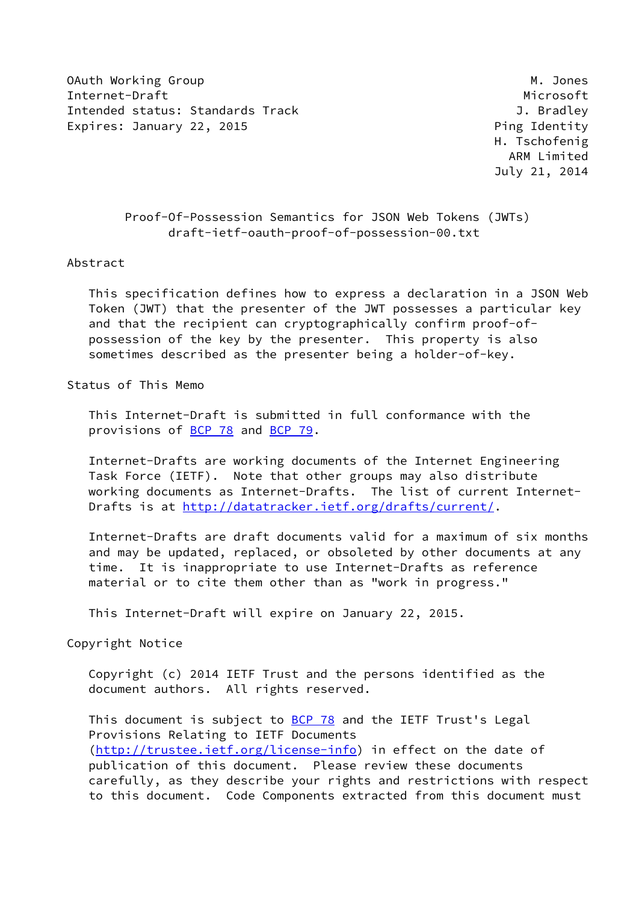OAuth Working Group M. Jones
Internet-Draft Microsoft
Intended status: Standards Track J. Bradley
Expires: January 22, 2015 Ping Identity
H. Tschofenig
ARM Limited
July 21, 2014

# Proof-Of-Possession Semantics for JSON Web Tokens (JWTs)
draft-ietf-oauth-proof-of-possession-00.txt

## Abstract

This specification defines how to express a declaration in a JSON Web Token (JWT) that the presenter of the JWT possesses a particular key and that the recipient can cryptographically confirm proof-of-possession of the key by the presenter. This property is also sometimes described as the presenter being a holder-of-key.

## Status of This Memo

This Internet-Draft is submitted in full conformance with the provisions of BCP 78 and BCP 79.

Internet-Drafts are working documents of the Internet Engineering Task Force (IETF). Note that other groups may also distribute working documents as Internet-Drafts. The list of current Internet-Drafts is at http://datatracker.ietf.org/drafts/current/.

Internet-Drafts are draft documents valid for a maximum of six months and may be updated, replaced, or obsoleted by other documents at any time. It is inappropriate to use Internet-Drafts as reference material or to cite them other than as "work in progress."

This Internet-Draft will expire on January 22, 2015.

## Copyright Notice

Copyright (c) 2014 IETF Trust and the persons identified as the document authors. All rights reserved.

This document is subject to BCP 78 and the IETF Trust's Legal Provisions Relating to IETF Documents (http://trustee.ietf.org/license-info) in effect on the date of publication of this document. Please review these documents carefully, as they describe your rights and restrictions with respect to this document. Code Components extracted from this document must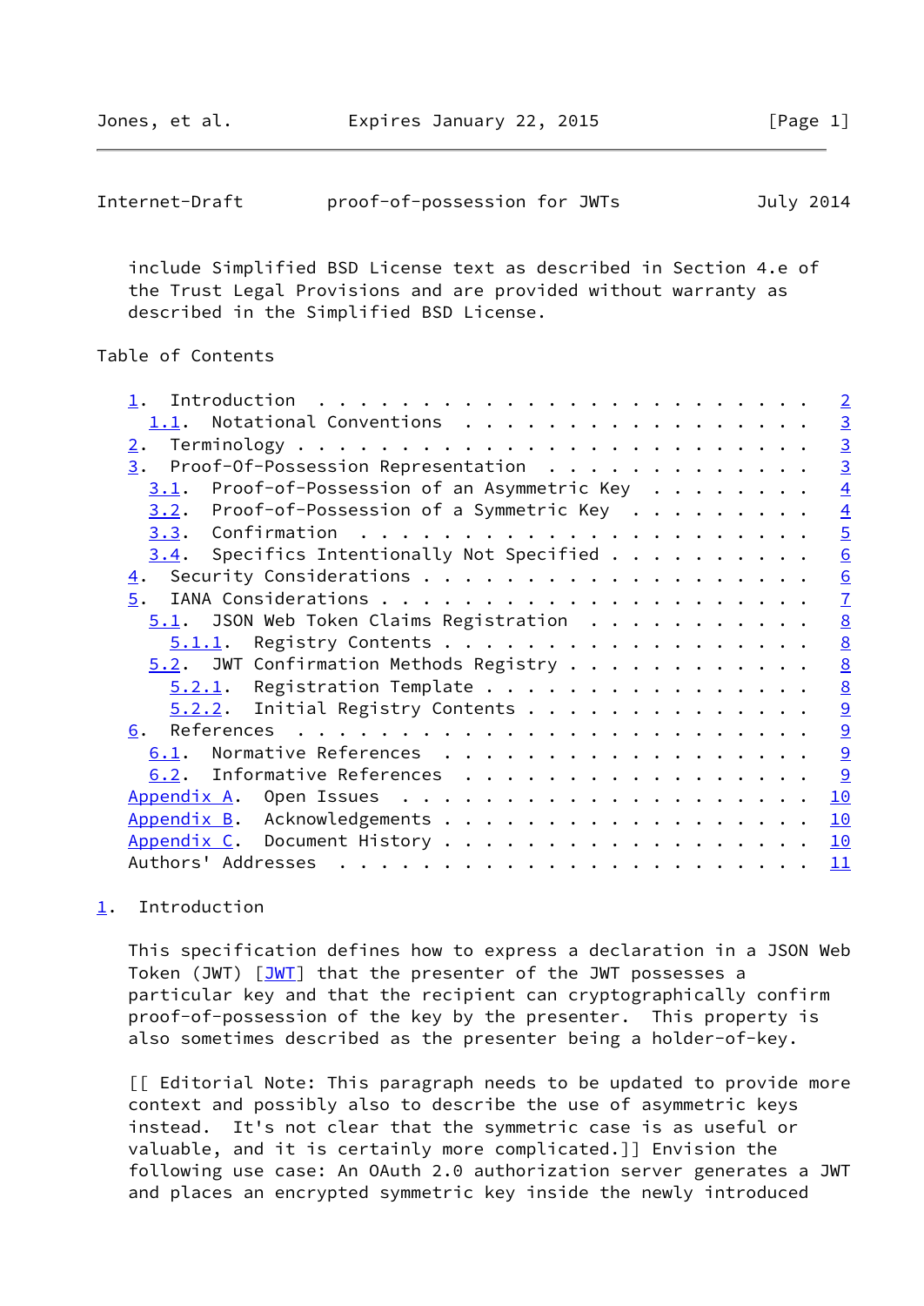include Simplified BSD License text as described in Section 4.e of the Trust Legal Provisions and are provided without warranty as described in the Simplified BSD License.

## Table of Contents

- 1. Introduction . . . . . . . . . . . . . . . . . . . . . . . . 2
  - 1.1. Notational Conventions . . . . . . . . . . . . . . . . . 3
- 2. Terminology . . . . . . . . . . . . . . . . . . . . . . . . . 3
- 3. Proof-Of-Possession Representation . . . . . . . . . . . . . 3
  - 3.1. Proof-of-Possession of an Asymmetric Key . . . . . . . . 4
  - 3.2. Proof-of-Possession of a Symmetric Key . . . . . . . . . 4
  - 3.3. Confirmation . . . . . . . . . . . . . . . . . . . . . . 5
  - 3.4. Specifics Intentionally Not Specified . . . . . . . . . . 6
- 4. Security Considerations . . . . . . . . . . . . . . . . . . . 6
- 5. IANA Considerations . . . . . . . . . . . . . . . . . . . . . 7
  - 5.1. JSON Web Token Claims Registration . . . . . . . . . . . 8
    - 5.1.1. Registry Contents . . . . . . . . . . . . . . . . . . 8
  - 5.2. JWT Confirmation Methods Registry . . . . . . . . . . . . 8
    - 5.2.1. Registration Template . . . . . . . . . . . . . . . . 8
    - 5.2.2. Initial Registry Contents . . . . . . . . . . . . . . 9
- 6. References . . . . . . . . . . . . . . . . . . . . . . . . . 9
  - 6.1. Normative References . . . . . . . . . . . . . . . . . . 9
  - 6.2. Informative References . . . . . . . . . . . . . . . . . 9
- Appendix A. Open Issues . . . . . . . . . . . . . . . . . . . . 10
- Appendix B. Acknowledgements . . . . . . . . . . . . . . . . . . 10
- Appendix C. Document History . . . . . . . . . . . . . . . . . . 10
- Authors' Addresses . . . . . . . . . . . . . . . . . . . . . . . 11

## 1. Introduction

This specification defines how to express a declaration in a JSON Web Token (JWT) [JWT] that the presenter of the JWT possesses a particular key and that the recipient can cryptographically confirm proof-of-possession of the key by the presenter. This property is also sometimes described as the presenter being a holder-of-key.

[[ Editorial Note: This paragraph needs to be updated to provide more context and possibly also to describe the use of asymmetric keys instead. It's not clear that the symmetric case is as useful or valuable, and it is certainly more complicated.]] Envision the following use case: An OAuth 2.0 authorization server generates a JWT and places an encrypted symmetric key inside the newly introduced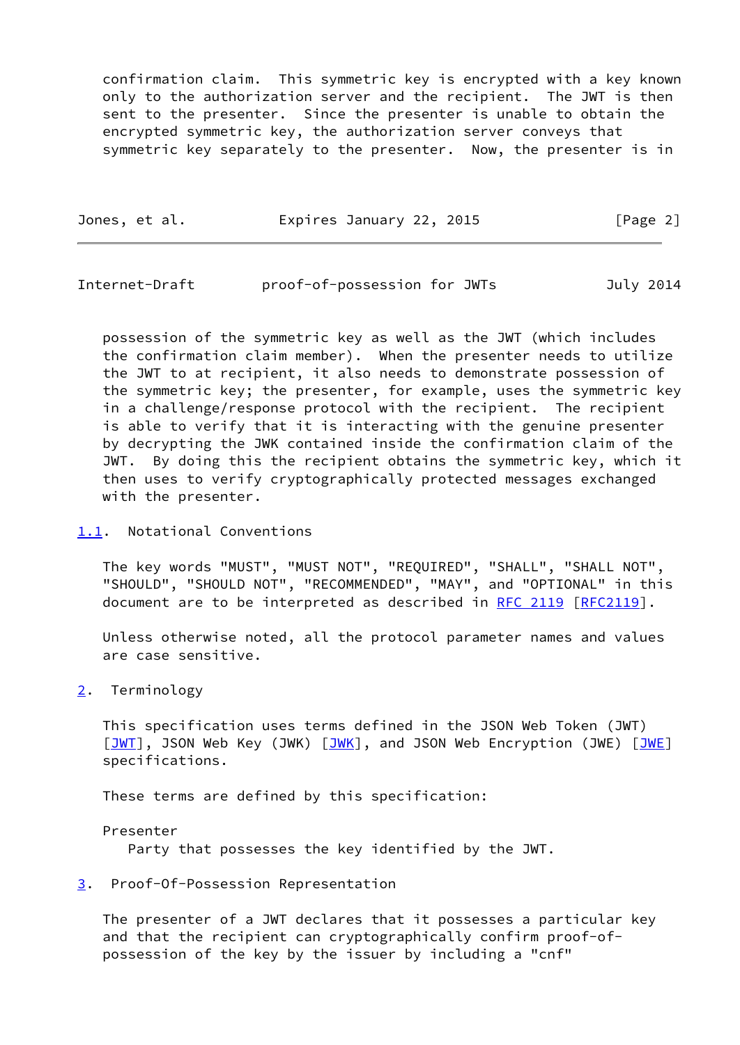confirmation claim. This symmetric key is encrypted with a key known only to the authorization server and the recipient. The JWT is then sent to the presenter. Since the presenter is unable to obtain the encrypted symmetric key, the authorization server conveys that symmetric key separately to the presenter. Now, the presenter is in possession of the symmetric key as well as the JWT (which includes the confirmation claim member). When the presenter needs to utilize the JWT to at recipient, it also needs to demonstrate possession of the symmetric key; the presenter, for example, uses the symmetric key in a challenge/response protocol with the recipient. The recipient is able to verify that it is interacting with the genuine presenter by decrypting the JWK contained inside the confirmation claim of the JWT. By doing this the recipient obtains the symmetric key, which it then uses to verify cryptographically protected messages exchanged with the presenter.

### 1.1. Notational Conventions

The key words "MUST", "MUST NOT", "REQUIRED", "SHALL", "SHALL NOT", "SHOULD", "SHOULD NOT", "RECOMMENDED", "MAY", and "OPTIONAL" in this document are to be interpreted as described in RFC 2119 [RFC2119].

Unless otherwise noted, all the protocol parameter names and values are case sensitive.

## 2. Terminology

This specification uses terms defined in the JSON Web Token (JWT) [JWT], JSON Web Key (JWK) [JWK], and JSON Web Encryption (JWE) [JWE] specifications.

These terms are defined by this specification:

Presenter
: Party that possesses the key identified by the JWT.

## 3. Proof-Of-Possession Representation

The presenter of a JWT declares that it possesses a particular key and that the recipient can cryptographically confirm proof-of-possession of the key by the issuer by including a "cnf"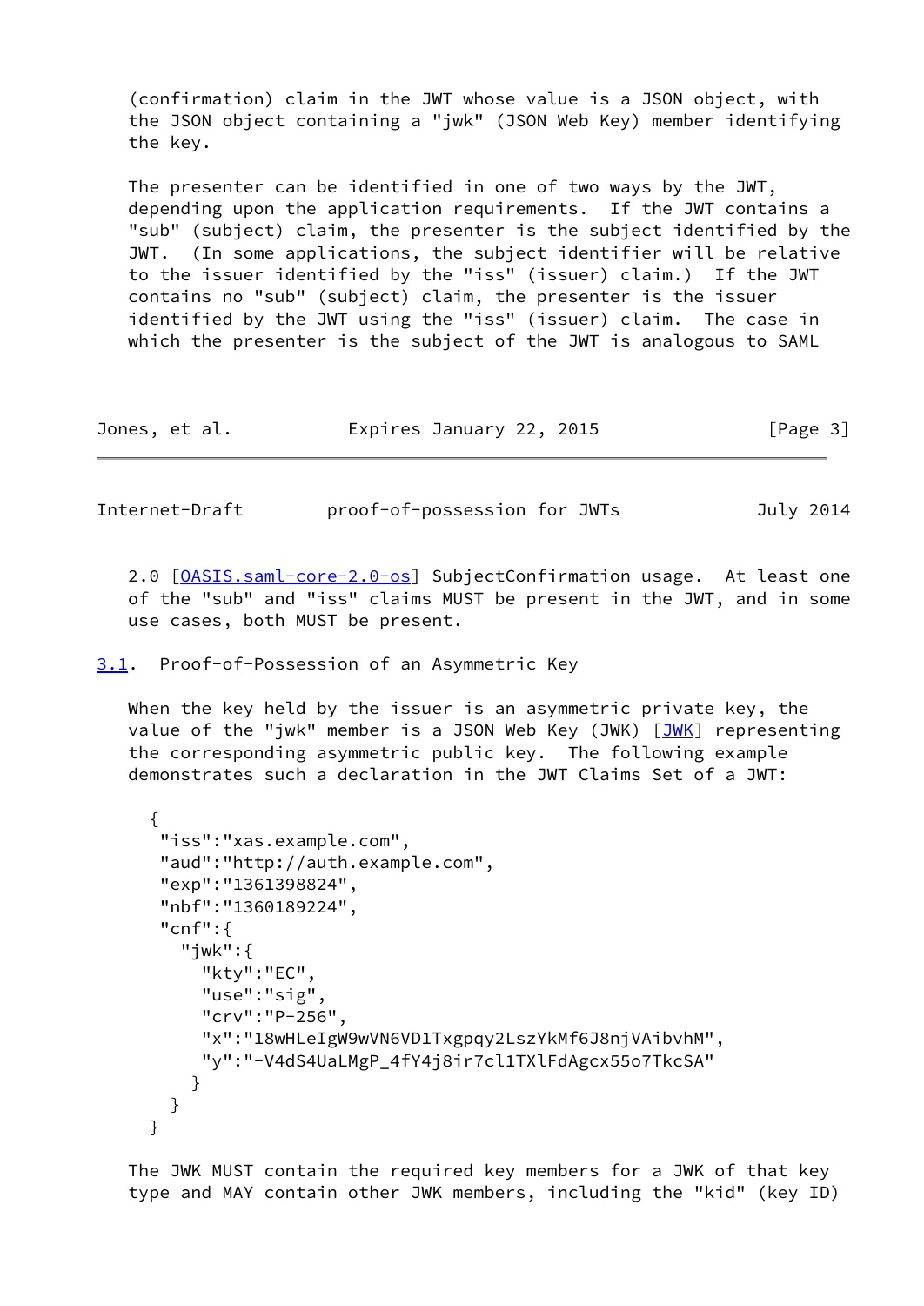(confirmation) claim in the JWT whose value is a JSON object, with the JSON object containing a "jwk" (JSON Web Key) member identifying the key.

The presenter can be identified in one of two ways by the JWT, depending upon the application requirements. If the JWT contains a "sub" (subject) claim, the presenter is the subject identified by the JWT. (In some applications, the subject identifier will be relative to the issuer identified by the "iss" (issuer) claim.) If the JWT contains no "sub" (subject) claim, the presenter is the issuer identified by the JWT using the "iss" (issuer) claim. The case in which the presenter is the subject of the JWT is analogous to SAML 2.0 [OASIS.saml-core-2.0-os] SubjectConfirmation usage. At least one of the "sub" and "iss" claims MUST be present in the JWT, and in some use cases, both MUST be present.

### 3.1. Proof-of-Possession of an Asymmetric Key

When the key held by the issuer is an asymmetric private key, the value of the "jwk" member is a JSON Web Key (JWK) [JWK] representing the corresponding asymmetric public key. The following example demonstrates such a declaration in the JWT Claims Set of a JWT:

```
{
 "iss":"xas.example.com",
 "aud":"http://auth.example.com",
 "exp":"1361398824",
 "nbf":"1360189224",
 "cnf":{
   "jwk":{
     "kty":"EC",
     "use":"sig",
     "crv":"P-256",
     "x":"18wHLeIgW9wVN6VD1Txgpqy2LszYkMf6J8njVAibvhM",
     "y":"-V4dS4UaLMgP_4fY4j8ir7cl1TXlFdAgcx55o7TkcSA"
    }
  }
}
```

The JWK MUST contain the required key members for a JWK of that key type and MAY contain other JWK members, including the "kid" (key ID)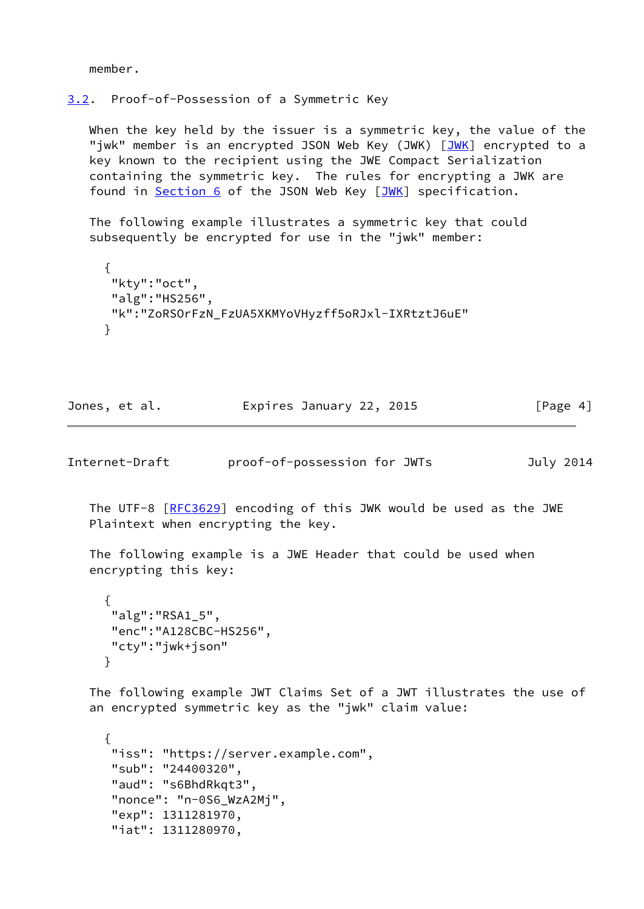member.

### 3.2. Proof-of-Possession of a Symmetric Key

When the key held by the issuer is a symmetric key, the value of the "jwk" member is an encrypted JSON Web Key (JWK) [JWK] encrypted to a key known to the recipient using the JWE Compact Serialization containing the symmetric key. The rules for encrypting a JWK are found in Section 6 of the JSON Web Key [JWK] specification.

The following example illustrates a symmetric key that could subsequently be encrypted for use in the "jwk" member:

```
{
 "kty":"oct",
 "alg":"HS256",
 "k":"ZoRSOrFzN_FzUA5XKMYoVHyzff5oRJxl-IXRtztJ6uE"
}
```

The UTF-8 [RFC3629] encoding of this JWK would be used as the JWE Plaintext when encrypting the key.

The following example is a JWE Header that could be used when encrypting this key:

```
{
 "alg":"RSA1_5",
 "enc":"A128CBC-HS256",
 "cty":"jwk+json"
}
```

The following example JWT Claims Set of a JWT illustrates the use of an encrypted symmetric key as the "jwk" claim value:

```
{
 "iss": "https://server.example.com",
 "sub": "24400320",
 "aud": "s6BhdRkqt3",
 "nonce": "n-0S6_WzA2Mj",
 "exp": 1311281970,
 "iat": 1311280970,
```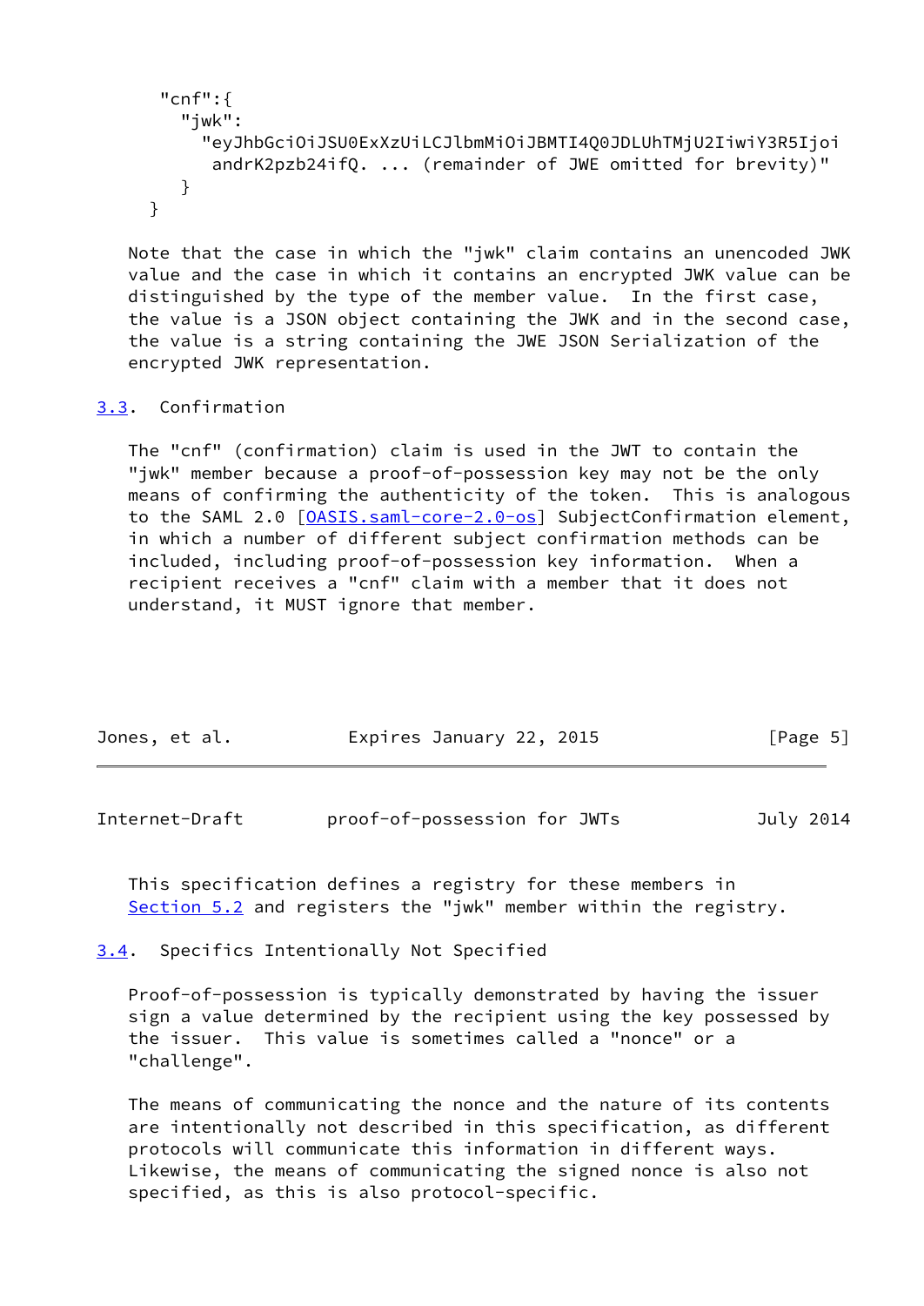```
   "cnf":{
     "jwk":
       "eyJhbGciOiJSU0ExXzUiLCJlbmMiOiJBMTI4Q0JDLUhTMjU2IiwiY3R5Ijoi
        andrK2pzb24ifQ. ... (remainder of JWE omitted for brevity)"
     }
  }
```

Note that the case in which the "jwk" claim contains an unencoded JWK value and the case in which it contains an encrypted JWK value can be distinguished by the type of the member value. In the first case, the value is a JSON object containing the JWK and in the second case, the value is a string containing the JWE JSON Serialization of the encrypted JWK representation.

## 3.3. Confirmation

The "cnf" (confirmation) claim is used in the JWT to contain the "jwk" member because a proof-of-possession key may not be the only means of confirming the authenticity of the token. This is analogous to the SAML 2.0 [OASIS.saml-core-2.0-os] SubjectConfirmation element, in which a number of different subject confirmation methods can be included, including proof-of-possession key information. When a recipient receives a "cnf" claim with a member that it does not understand, it MUST ignore that member.

This specification defines a registry for these members in Section 5.2 and registers the "jwk" member within the registry.

## 3.4. Specifics Intentionally Not Specified

Proof-of-possession is typically demonstrated by having the issuer sign a value determined by the recipient using the key possessed by the issuer. This value is sometimes called a "nonce" or a "challenge".

The means of communicating the nonce and the nature of its contents are intentionally not described in this specification, as different protocols will communicate this information in different ways. Likewise, the means of communicating the signed nonce is also not specified, as this is also protocol-specific.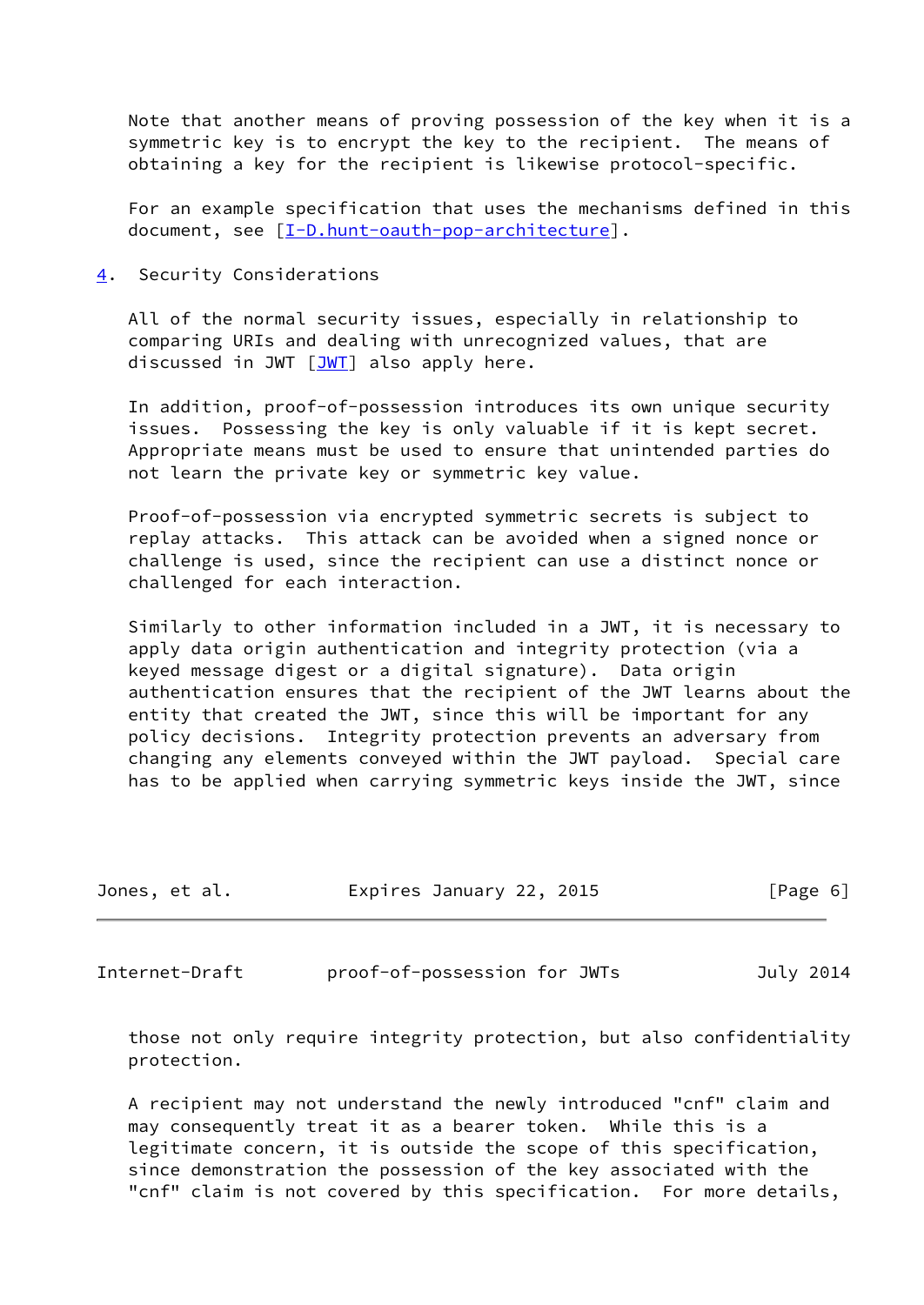Note that another means of proving possession of the key when it is a symmetric key is to encrypt the key to the recipient. The means of obtaining a key for the recipient is likewise protocol-specific.

For an example specification that uses the mechanisms defined in this document, see [I-D.hunt-oauth-pop-architecture].

## 4. Security Considerations

All of the normal security issues, especially in relationship to comparing URIs and dealing with unrecognized values, that are discussed in JWT [JWT] also apply here.

In addition, proof-of-possession introduces its own unique security issues. Possessing the key is only valuable if it is kept secret. Appropriate means must be used to ensure that unintended parties do not learn the private key or symmetric key value.

Proof-of-possession via encrypted symmetric secrets is subject to replay attacks. This attack can be avoided when a signed nonce or challenge is used, since the recipient can use a distinct nonce or challenged for each interaction.

Similarly to other information included in a JWT, it is necessary to apply data origin authentication and integrity protection (via a keyed message digest or a digital signature). Data origin authentication ensures that the recipient of the JWT learns about the entity that created the JWT, since this will be important for any policy decisions. Integrity protection prevents an adversary from changing any elements conveyed within the JWT payload. Special care has to be applied when carrying symmetric keys inside the JWT, since those not only require integrity protection, but also confidentiality protection.

A recipient may not understand the newly introduced "cnf" claim and may consequently treat it as a bearer token. While this is a legitimate concern, it is outside the scope of this specification, since demonstration the possession of the key associated with the "cnf" claim is not covered by this specification. For more details,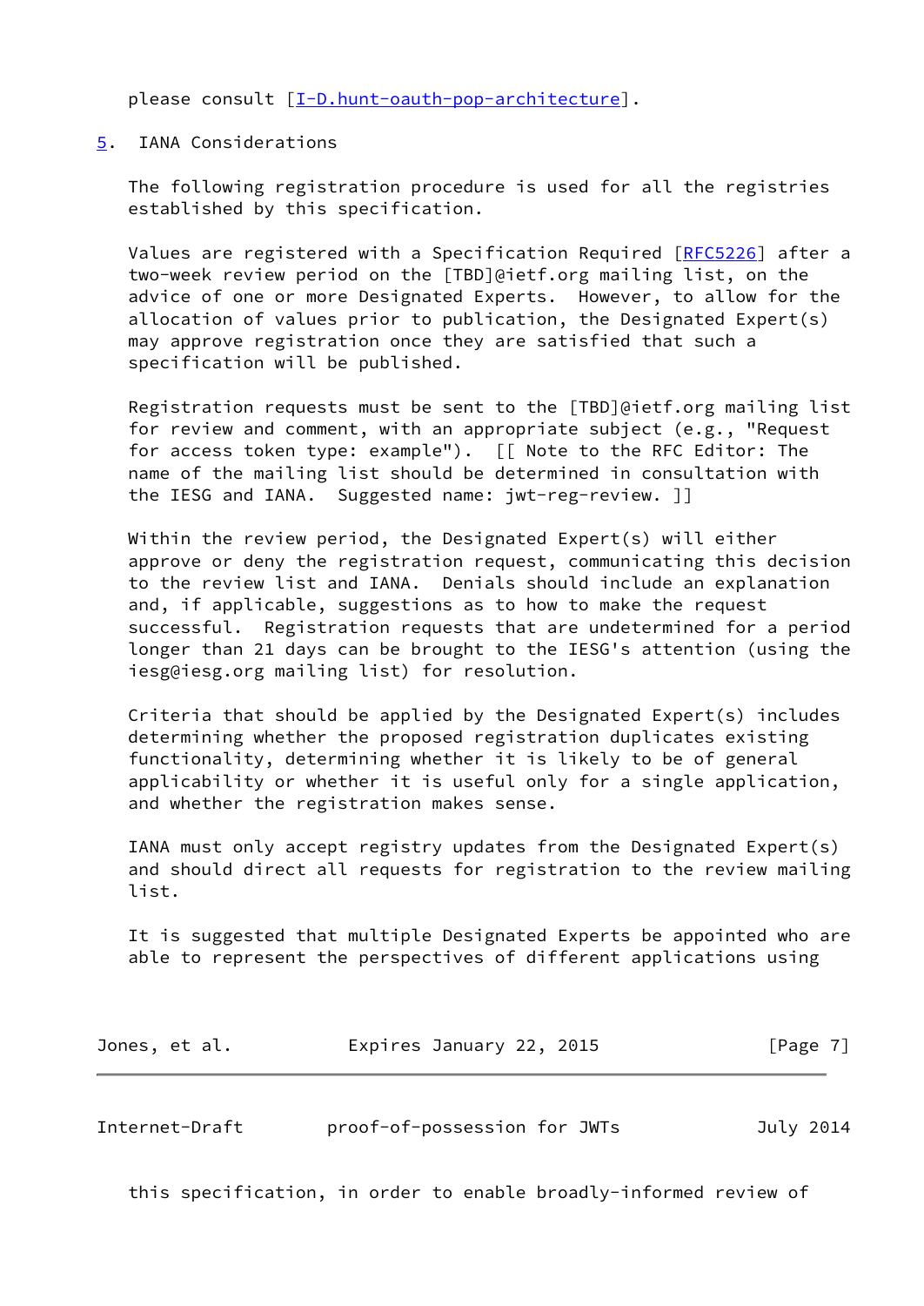please consult [I-D.hunt-oauth-pop-architecture].

## 5. IANA Considerations

The following registration procedure is used for all the registries established by this specification.

Values are registered with a Specification Required [RFC5226] after a two-week review period on the [TBD]@ietf.org mailing list, on the advice of one or more Designated Experts. However, to allow for the allocation of values prior to publication, the Designated Expert(s) may approve registration once they are satisfied that such a specification will be published.

Registration requests must be sent to the [TBD]@ietf.org mailing list for review and comment, with an appropriate subject (e.g., "Request for access token type: example"). [[ Note to the RFC Editor: The name of the mailing list should be determined in consultation with the IESG and IANA. Suggested name: jwt-reg-review. ]]

Within the review period, the Designated Expert(s) will either approve or deny the registration request, communicating this decision to the review list and IANA. Denials should include an explanation and, if applicable, suggestions as to how to make the request successful. Registration requests that are undetermined for a period longer than 21 days can be brought to the IESG's attention (using the iesg@iesg.org mailing list) for resolution.

Criteria that should be applied by the Designated Expert(s) includes determining whether the proposed registration duplicates existing functionality, determining whether it is likely to be of general applicability or whether it is useful only for a single application, and whether the registration makes sense.

IANA must only accept registry updates from the Designated Expert(s) and should direct all requests for registration to the review mailing list.

It is suggested that multiple Designated Experts be appointed who are able to represent the perspectives of different applications using this specification, in order to enable broadly-informed review of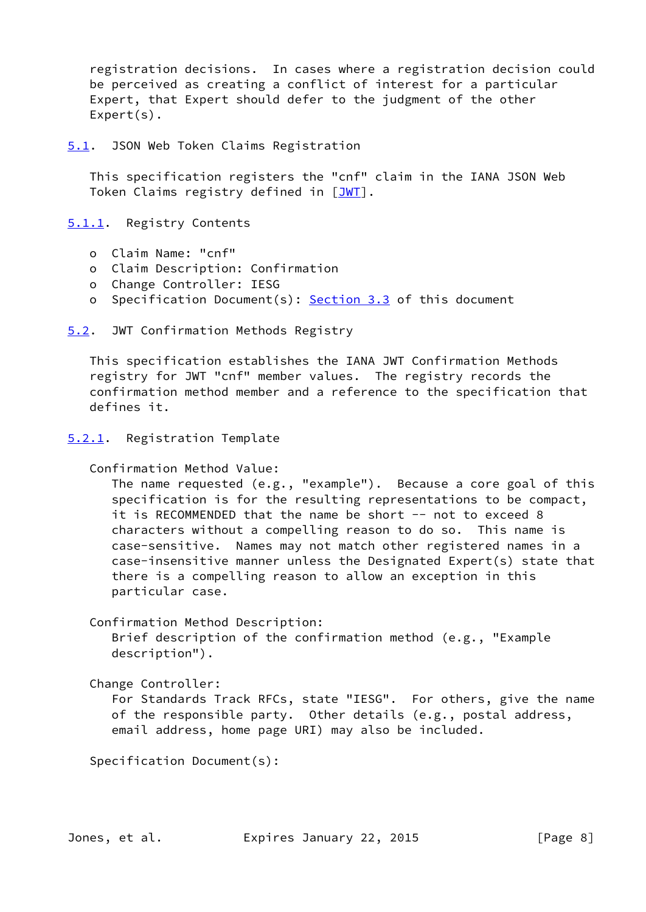registration decisions. In cases where a registration decision could be perceived as creating a conflict of interest for a particular Expert, that Expert should defer to the judgment of the other Expert(s).

## 5.1. JSON Web Token Claims Registration

This specification registers the "cnf" claim in the IANA JSON Web Token Claims registry defined in [JWT].

### 5.1.1. Registry Contents

- Claim Name: "cnf"
- Claim Description: Confirmation
- Change Controller: IESG
- Specification Document(s): Section 3.3 of this document

## 5.2. JWT Confirmation Methods Registry

This specification establishes the IANA JWT Confirmation Methods registry for JWT "cnf" member values. The registry records the confirmation method member and a reference to the specification that defines it.

### 5.2.1. Registration Template

Confirmation Method Value:
The name requested (e.g., "example"). Because a core goal of this specification is for the resulting representations to be compact, it is RECOMMENDED that the name be short -- not to exceed 8 characters without a compelling reason to do so. This name is case-sensitive. Names may not match other registered names in a case-insensitive manner unless the Designated Expert(s) state that there is a compelling reason to allow an exception in this particular case.

Confirmation Method Description:
Brief description of the confirmation method (e.g., "Example description").

Change Controller:
For Standards Track RFCs, state "IESG". For others, give the name of the responsible party. Other details (e.g., postal address, email address, home page URI) may also be included.

Specification Document(s):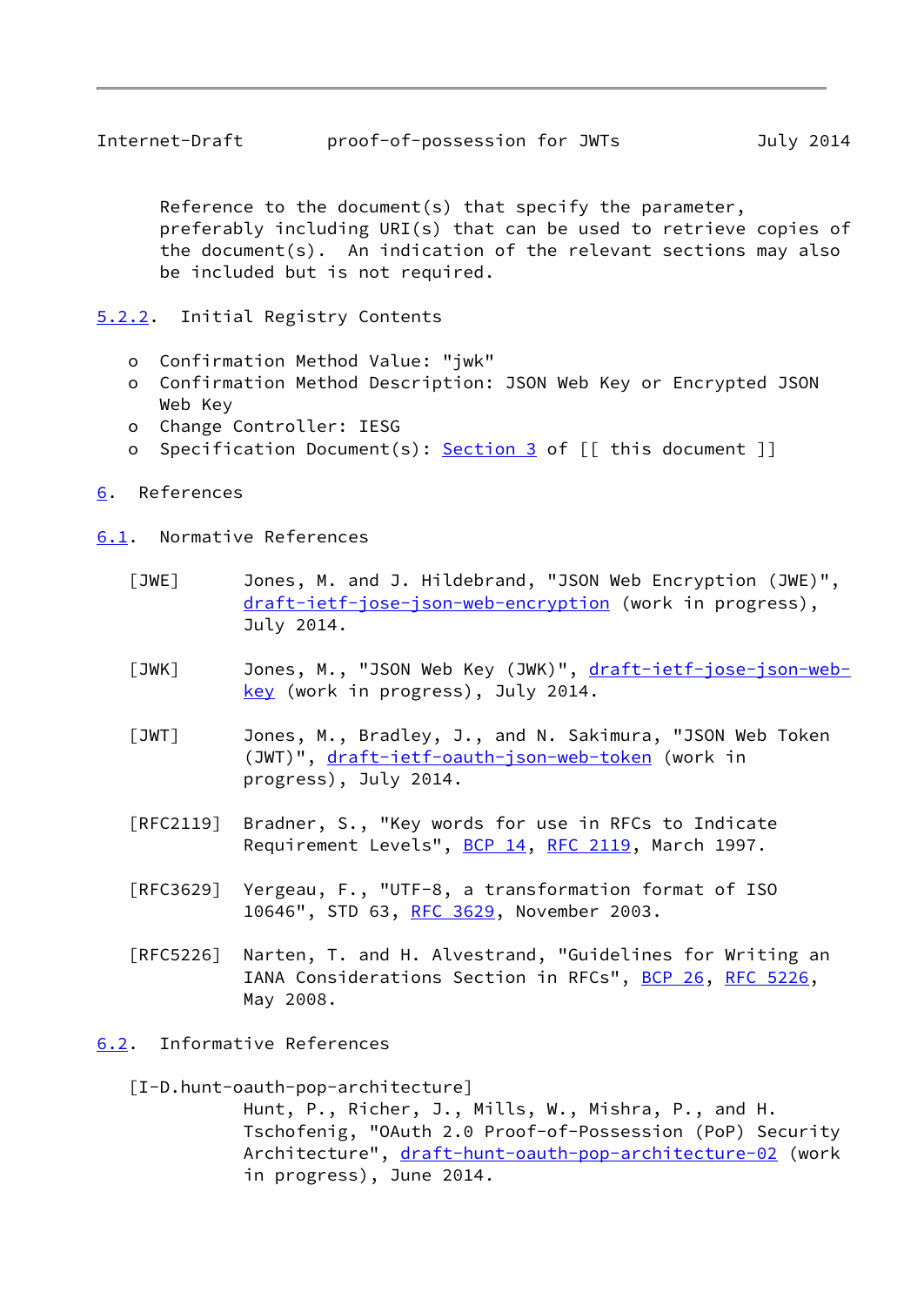Reference to the document(s) that specify the parameter, preferably including URI(s) that can be used to retrieve copies of the document(s). An indication of the relevant sections may also be included but is not required.

### 5.2.2. Initial Registry Contents

- Confirmation Method Value: "jwk"
- Confirmation Method Description: JSON Web Key or Encrypted JSON Web Key
- Change Controller: IESG
- Specification Document(s): Section 3 of [[ this document ]]

## 6. References

### 6.1. Normative References

[JWE] Jones, M. and J. Hildebrand, "JSON Web Encryption (JWE)", draft-ietf-jose-json-web-encryption (work in progress), July 2014.

[JWK] Jones, M., "JSON Web Key (JWK)", draft-ietf-jose-json-web-key (work in progress), July 2014.

[JWT] Jones, M., Bradley, J., and N. Sakimura, "JSON Web Token (JWT)", draft-ietf-oauth-json-web-token (work in progress), July 2014.

[RFC2119] Bradner, S., "Key words for use in RFCs to Indicate Requirement Levels", BCP 14, RFC 2119, March 1997.

[RFC3629] Yergeau, F., "UTF-8, a transformation format of ISO 10646", STD 63, RFC 3629, November 2003.

[RFC5226] Narten, T. and H. Alvestrand, "Guidelines for Writing an IANA Considerations Section in RFCs", BCP 26, RFC 5226, May 2008.

### 6.2. Informative References

[I-D.hunt-oauth-pop-architecture]
Hunt, P., Richer, J., Mills, W., Mishra, P., and H. Tschofenig, "OAuth 2.0 Proof-of-Possession (PoP) Security Architecture", draft-hunt-oauth-pop-architecture-02 (work in progress), June 2014.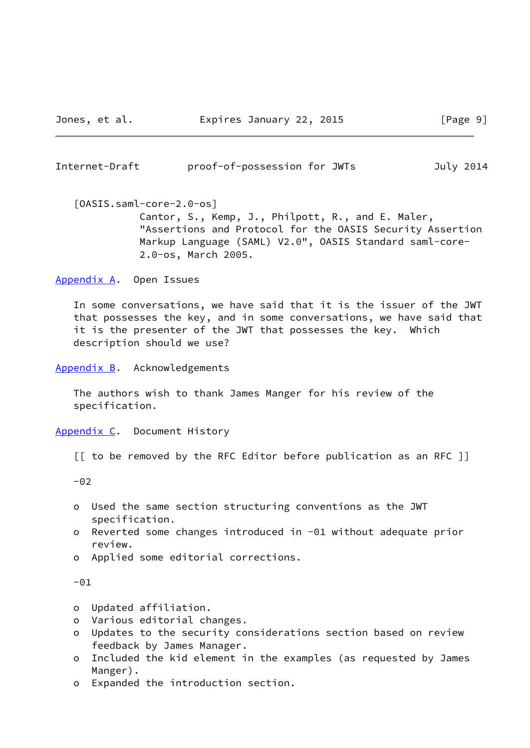[OASIS.saml-core-2.0-os]
Cantor, S., Kemp, J., Philpott, R., and E. Maler, "Assertions and Protocol for the OASIS Security Assertion Markup Language (SAML) V2.0", OASIS Standard saml-core-2.0-os, March 2005.

## Appendix A. Open Issues

In some conversations, we have said that it is the issuer of the JWT that possesses the key, and in some conversations, we have said that it is the presenter of the JWT that possesses the key. Which description should we use?

## Appendix B. Acknowledgements

The authors wish to thank James Manger for his review of the specification.

## Appendix C. Document History

[[ to be removed by the RFC Editor before publication as an RFC ]]

-02

- Used the same section structuring conventions as the JWT specification.
- Reverted some changes introduced in -01 without adequate prior review.
- Applied some editorial corrections.

-01

- Updated affiliation.
- Various editorial changes.
- Updates to the security considerations section based on review feedback by James Manager.
- Included the kid element in the examples (as requested by James Manger).
- Expanded the introduction section.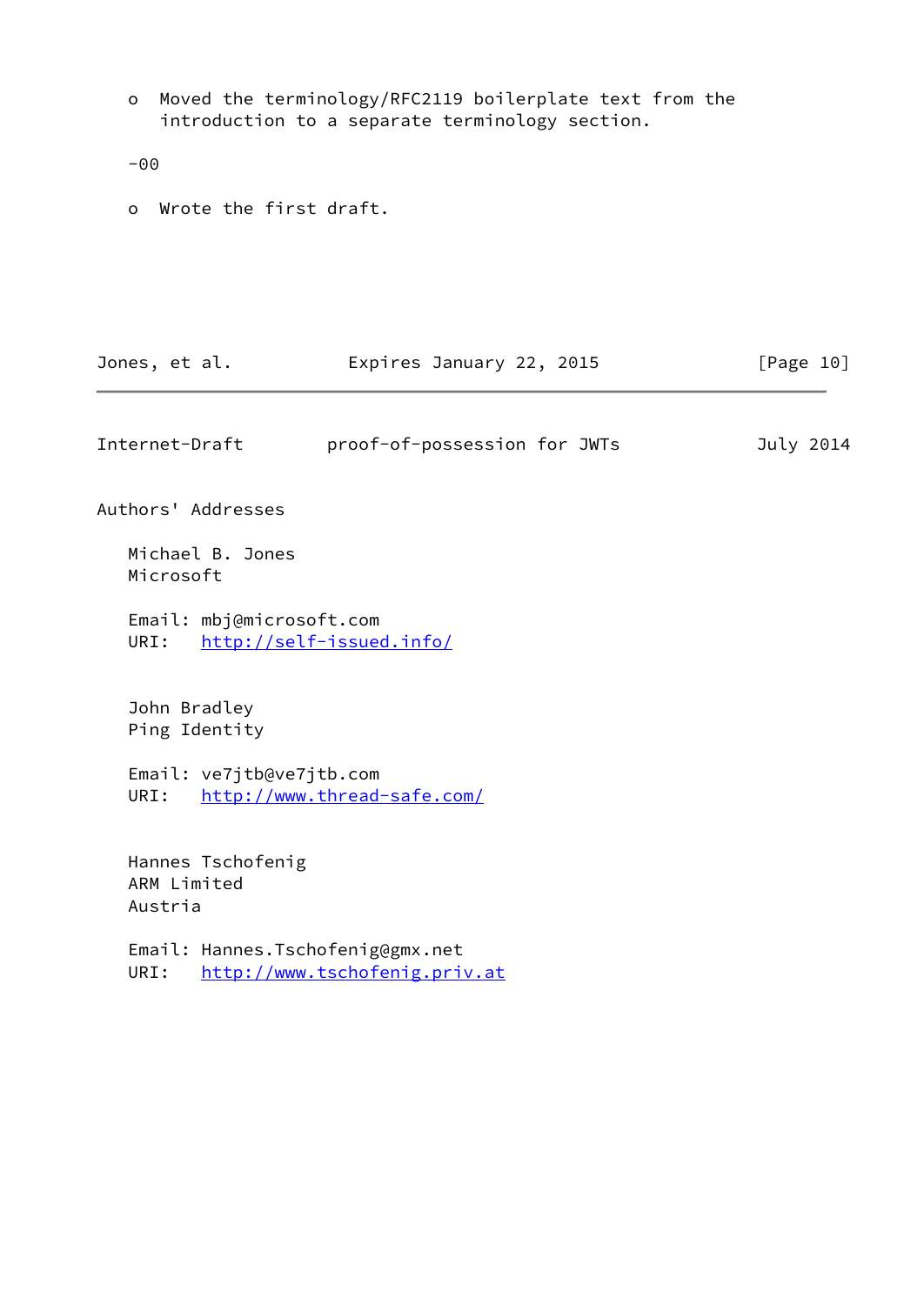- Moved the terminology/RFC2119 boilerplate text from the introduction to a separate terminology section.

-00

- Wrote the first draft.

## Authors' Addresses

Michael B. Jones
Microsoft

Email: mbj@microsoft.com
URI: http://self-issued.info/

John Bradley
Ping Identity

Email: ve7jtb@ve7jtb.com
URI: http://www.thread-safe.com/

Hannes Tschofenig
ARM Limited
Austria

Email: Hannes.Tschofenig@gmx.net
URI: http://www.tschofenig.priv.at